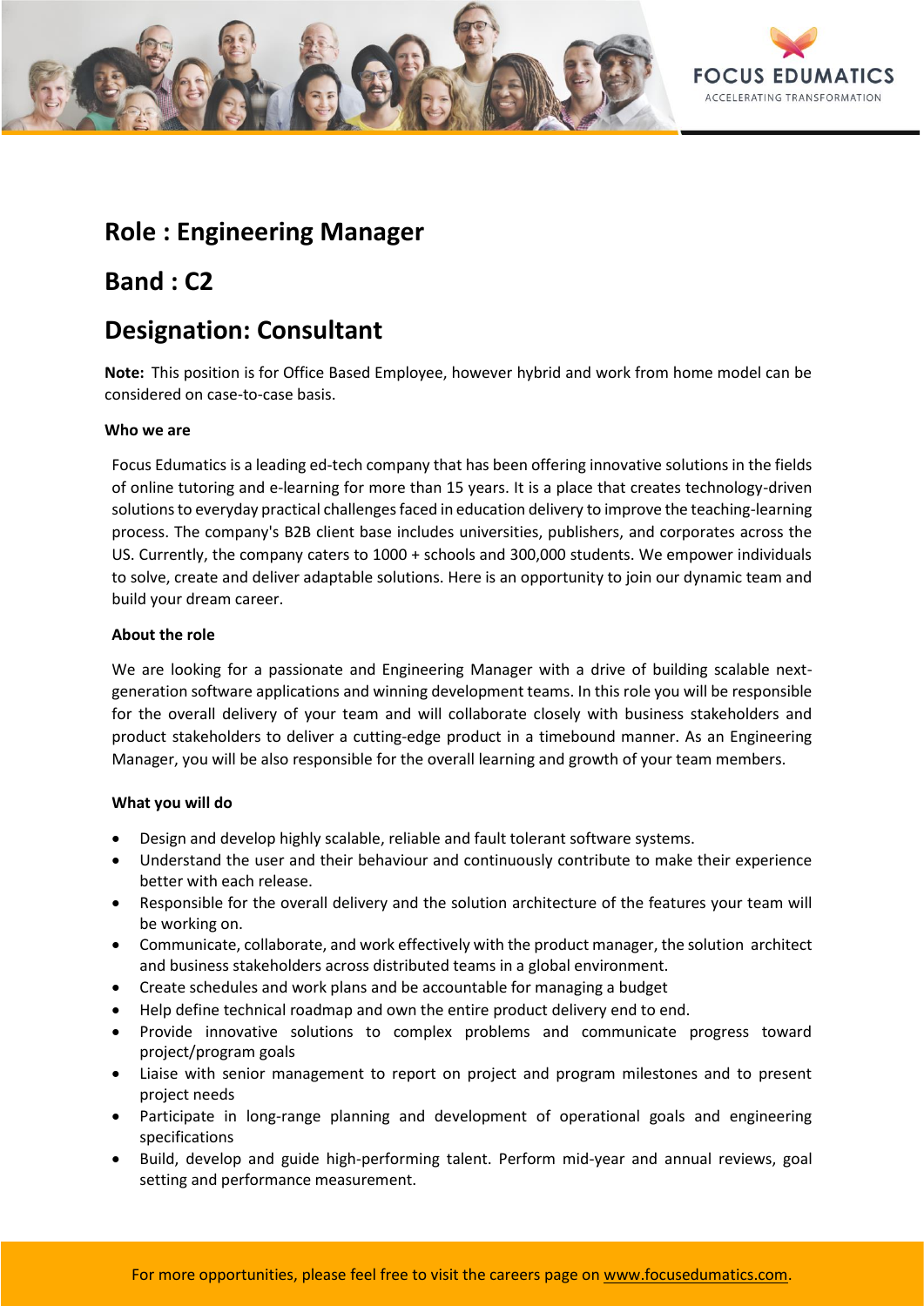# Role : Engineering Manager

# Band : C2

# Designation: Consultant

**Note:** This position is for Office Based Employee, however hybrid and work from home model can be considered on case-to-case basis.

**Who we are**

Focus Edumatics is a leading ed-tech company that has been offering innovative solutions in the fields of online tutoring and e-learning for more than 15 years. It is a place that creates technology-driven solutions to everyday practical challenges faced in education delivery to improve the teaching-learning process. The company's B2B client base includes universities, publishers, and corporates across the US. Currently, the company caters to 1000 + schools and 300,000 students. We empower individuals to solve, create and deliver adaptable solutions. Here is an opportunity to join our dynamic team and build your dream career.

**About the role**

We are looking for a passionate and Engineering Manager with a drive of building scalable next-generation software applications and winning development teams. In this role you will be responsible for the overall delivery of your team and will collaborate closely with business stakeholders and product stakeholders to deliver a cutting-edge product in a timebound manner. As an Engineering Manager, you will be also responsible for the overall learning and growth of your team members.

**What you will do**

- Design and develop highly scalable, reliable and fault tolerant software systems.
- Understand the user and their behaviour and continuously contribute to make their experience better with each release.
- Responsible for the overall delivery and the solution architecture of the features your team will be working on.
- Communicate, collaborate, and work effectively with the product manager, the solution architect and business stakeholders across distributed teams in a global environment.
- Create schedules and work plans and be accountable for managing a budget
- Help define technical roadmap and own the entire product delivery end to end.
- Provide innovative solutions to complex problems and communicate progress toward project/program goals
- Liaise with senior management to report on project and program milestones and to present project needs
- Participate in long-range planning and development of operational goals and engineering specifications
- Build, develop and guide high-performing talent. Perform mid-year and annual reviews, goal setting and performance measurement.

For more opportunities, please feel free to visit the careers page on www.focusedumatics.com.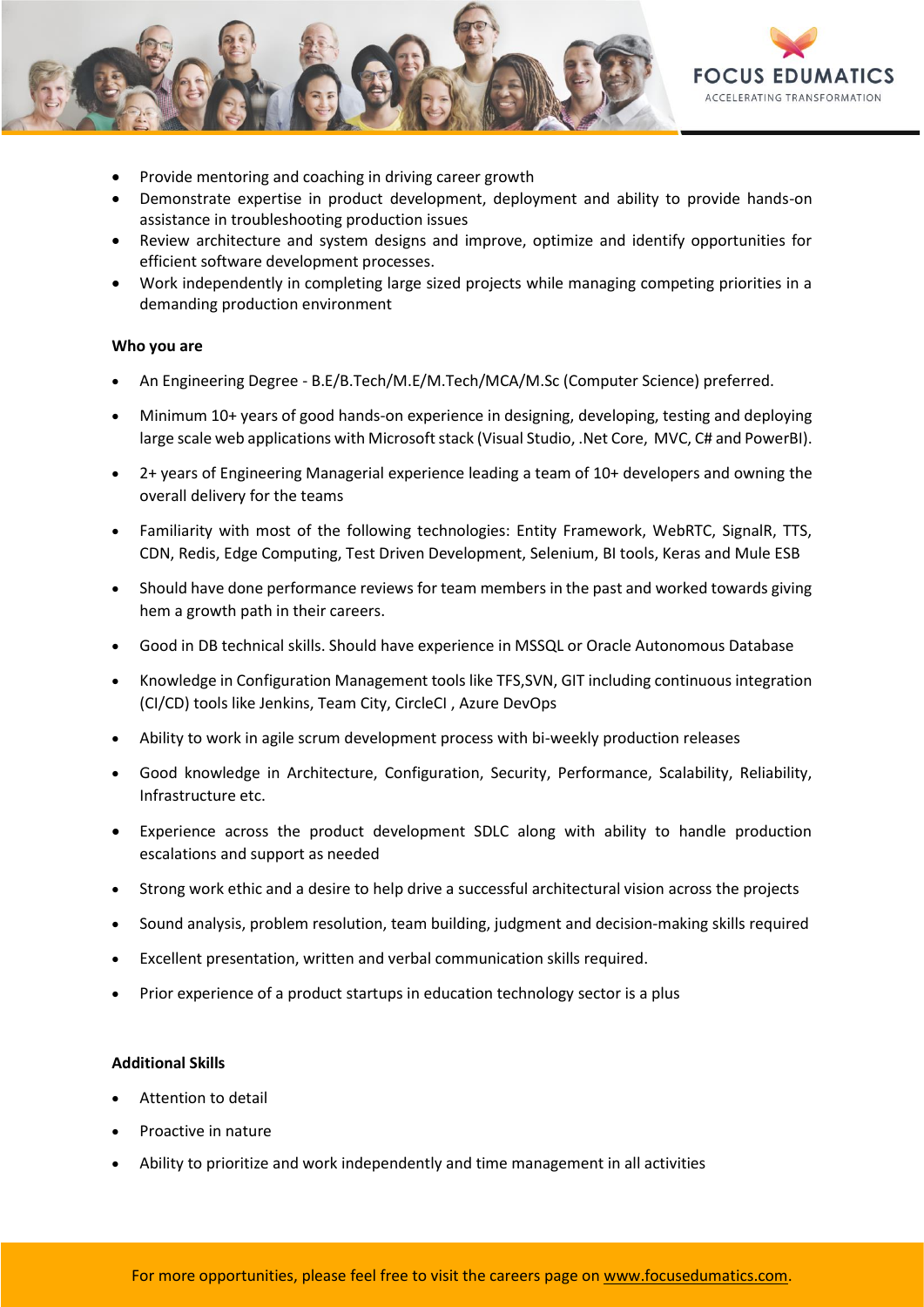- Provide mentoring and coaching in driving career growth
- Demonstrate expertise in product development, deployment and ability to provide hands-on assistance in troubleshooting production issues
- Review architecture and system designs and improve, optimize and identify opportunities for efficient software development processes.
- Work independently in completing large sized projects while managing competing priorities in a demanding production environment

**Who you are**

- An Engineering Degree - B.E/B.Tech/M.E/M.Tech/MCA/M.Sc (Computer Science) preferred.
- Minimum 10+ years of good hands-on experience in designing, developing, testing and deploying large scale web applications with Microsoft stack (Visual Studio, .Net Core, MVC, C# and PowerBI).
- 2+ years of Engineering Managerial experience leading a team of 10+ developers and owning the overall delivery for the teams
- Familiarity with most of the following technologies: Entity Framework, WebRTC, SignalR, TTS, CDN, Redis, Edge Computing, Test Driven Development, Selenium, BI tools, Keras and Mule ESB
- Should have done performance reviews for team members in the past and worked towards giving hem a growth path in their careers.
- Good in DB technical skills. Should have experience in MSSQL or Oracle Autonomous Database
- Knowledge in Configuration Management tools like TFS,SVN, GIT including continuous integration (CI/CD) tools like Jenkins, Team City, CircleCI , Azure DevOps
- Ability to work in agile scrum development process with bi-weekly production releases
- Good knowledge in Architecture, Configuration, Security, Performance, Scalability, Reliability, Infrastructure etc.
- Experience across the product development SDLC along with ability to handle production escalations and support as needed
- Strong work ethic and a desire to help drive a successful architectural vision across the projects
- Sound analysis, problem resolution, team building, judgment and decision-making skills required
- Excellent presentation, written and verbal communication skills required.
- Prior experience of a product startups in education technology sector is a plus

**Additional Skills**

- Attention to detail
- Proactive in nature
- Ability to prioritize and work independently and time management in all activities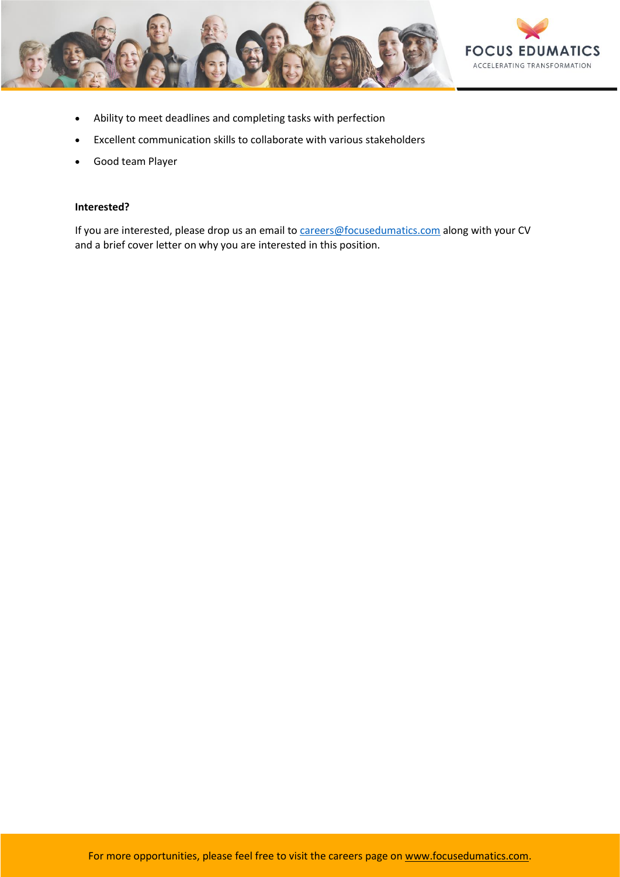- Ability to meet deadlines and completing tasks with perfection
- Excellent communication skills to collaborate with various stakeholders
- Good team Player

**Interested?**

If you are interested, please drop us an email to careers@focusedumatics.com along with your CV and a brief cover letter on why you are interested in this position.